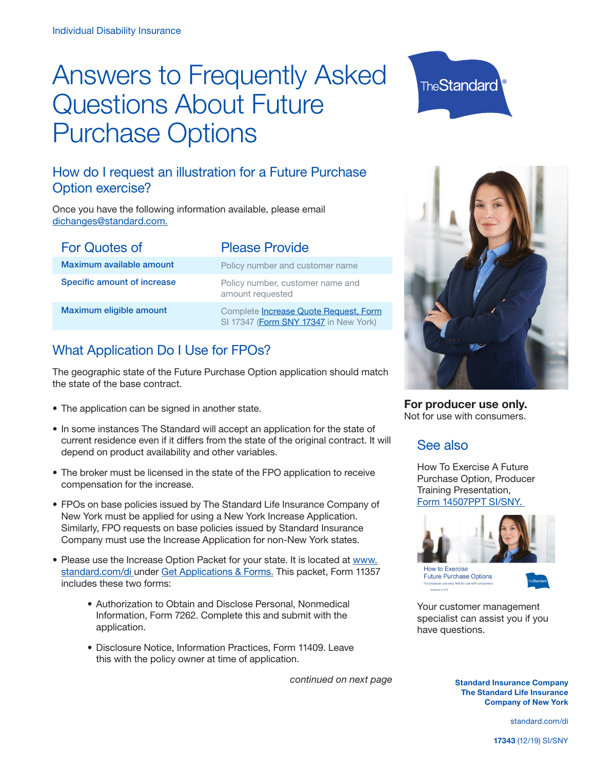Individual Disability Insurance

# Answers to Frequently Asked Questions About Future Purchase Options

## How do I request an illustration for a Future Purchase Option exercise?

Once you have the following information available, please email dichanges@standard.com.

| For Quotes of | Please Provide |
|---|---|
| Maximum available amount | Policy number and customer name |
| Specific amount of increase | Policy number, customer name and amount requested |
| Maximum eligible amount | Complete Increase Quote Request, Form SI 17347 (Form SNY 17347 in New York) |

## What Application Do I Use for FPOs?

The geographic state of the Future Purchase Option application should match the state of the base contract.

- The application can be signed in another state.
- In some instances The Standard will accept an application for the state of current residence even if it differs from the state of the original contract. It will depend on product availability and other variables.
- The broker must be licensed in the state of the FPO application to receive compensation for the increase.
- FPOs on base policies issued by The Standard Life Insurance Company of New York must be applied for using a New York Increase Application. Similarly, FPO requests on base policies issued by Standard Insurance Company must use the Increase Application for non-New York states.
- Please use the Increase Option Packet for your state. It is located at www.standard.com/di under Get Applications & Forms. This packet, Form 11357 includes these two forms:
  - Authorization to Obtain and Disclose Personal, Nonmedical Information, Form 7262. Complete this and submit with the application.
  - Disclosure Notice, Information Practices, Form 11409. Leave this with the policy owner at time of application.

*continued on next page*

**For producer use only.**
Not for use with consumers.

## See also

How To Exercise A Future Purchase Option, Producer Training Presentation, Form 14507PPT SI/SNY.

Your customer management specialist can assist you if you have questions.

**Standard Insurance Company**
**The Standard Life Insurance Company of New York**

standard.com/di

**17343** (12/19) SI/SNY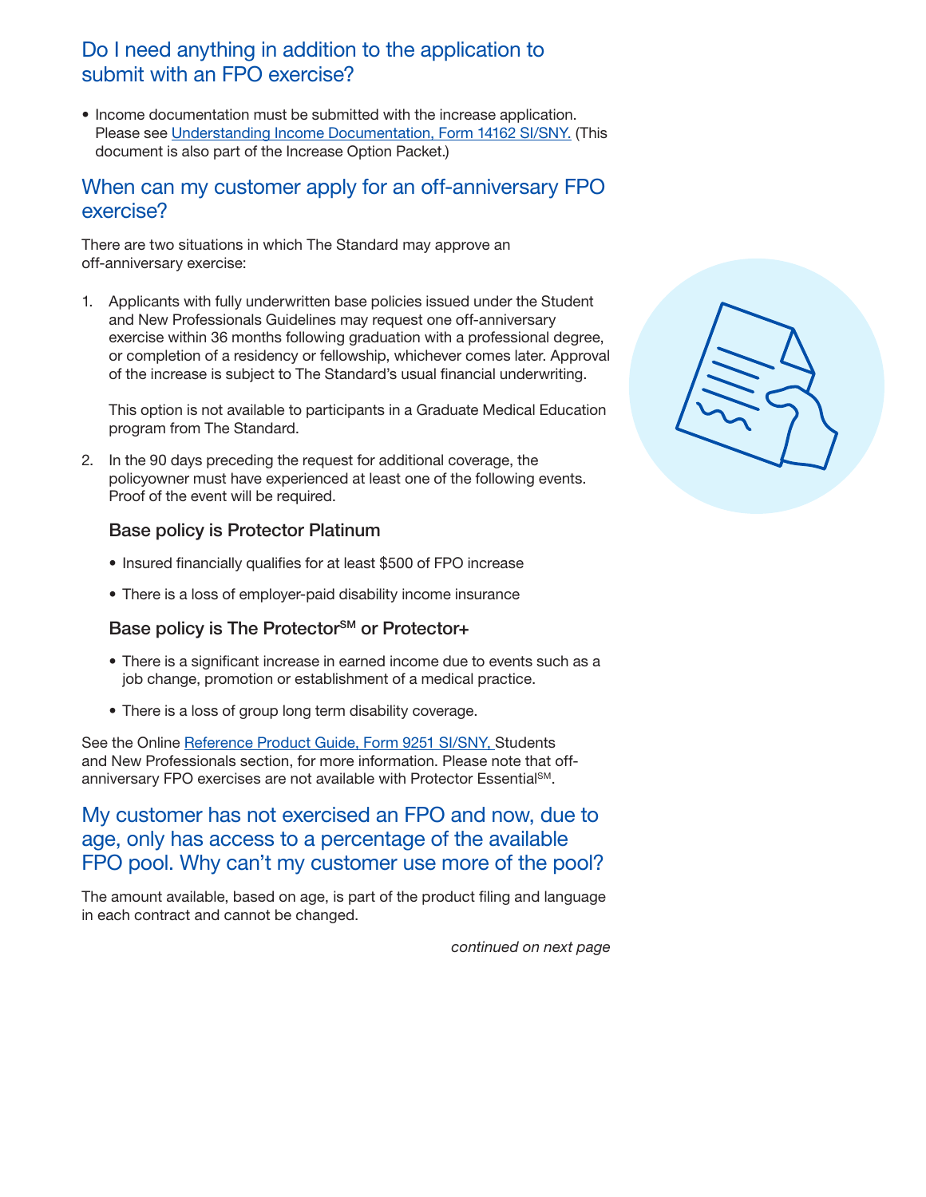## Do I need anything in addition to the application to submit with an FPO exercise?

- Income documentation must be submitted with the increase application. Please see [Understanding Income Documentation, Form 14162 SI/SNY.](#) (This document is also part of the Increase Option Packet.)

## When can my customer apply for an off-anniversary FPO exercise?

There are two situations in which The Standard may approve an off-anniversary exercise:

1. Applicants with fully underwritten base policies issued under the Student and New Professionals Guidelines may request one off-anniversary exercise within 36 months following graduation with a professional degree, or completion of a residency or fellowship, whichever comes later. Approval of the increase is subject to The Standard's usual financial underwriting.

   This option is not available to participants in a Graduate Medical Education program from The Standard.

2. In the 90 days preceding the request for additional coverage, the policyowner must have experienced at least one of the following events. Proof of the event will be required.

   ### Base policy is Protector Platinum

   - Insured financially qualifies for at least $500 of FPO increase
   - There is a loss of employer-paid disability income insurance

   ### Base policy is The Protector℠ or Protector+

   - There is a significant increase in earned income due to events such as a job change, promotion or establishment of a medical practice.
   - There is a loss of group long term disability coverage.

See the Online [Reference Product Guide, Form 9251 SI/SNY,](#) Students and New Professionals section, for more information. Please note that off-anniversary FPO exercises are not available with Protector Essential℠.

## My customer has not exercised an FPO and now, due to age, only has access to a percentage of the available FPO pool. Why can't my customer use more of the pool?

The amount available, based on age, is part of the product filing and language in each contract and cannot be changed.

*continued on next page*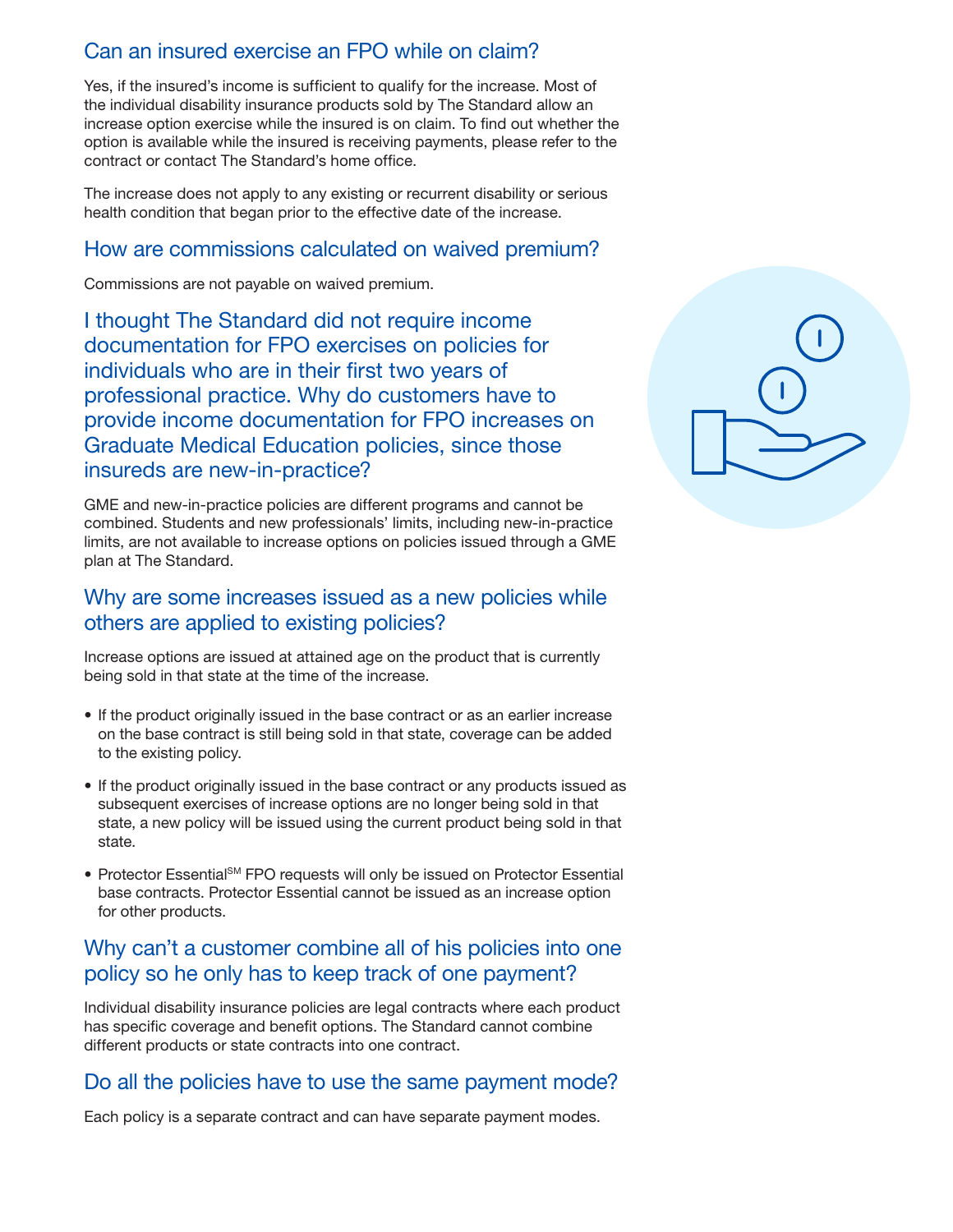## Can an insured exercise an FPO while on claim?

Yes, if the insured's income is sufficient to qualify for the increase. Most of the individual disability insurance products sold by The Standard allow an increase option exercise while the insured is on claim. To find out whether the option is available while the insured is receiving payments, please refer to the contract or contact The Standard's home office.

The increase does not apply to any existing or recurrent disability or serious health condition that began prior to the effective date of the increase.

## How are commissions calculated on waived premium?

Commissions are not payable on waived premium.

## I thought The Standard did not require income documentation for FPO exercises on policies for individuals who are in their first two years of professional practice. Why do customers have to provide income documentation for FPO increases on Graduate Medical Education policies, since those insureds are new-in-practice?

GME and new-in-practice policies are different programs and cannot be combined. Students and new professionals' limits, including new-in-practice limits, are not available to increase options on policies issued through a GME plan at The Standard.

## Why are some increases issued as a new policies while others are applied to existing policies?

Increase options are issued at attained age on the product that is currently being sold in that state at the time of the increase.

- If the product originally issued in the base contract or as an earlier increase on the base contract is still being sold in that state, coverage can be added to the existing policy.
- If the product originally issued in the base contract or any products issued as subsequent exercises of increase options are no longer being sold in that state, a new policy will be issued using the current product being sold in that state.
- Protector Essential[SM] FPO requests will only be issued on Protector Essential base contracts. Protector Essential cannot be issued as an increase option for other products.

## Why can't a customer combine all of his policies into one policy so he only has to keep track of one payment?

Individual disability insurance policies are legal contracts where each product has specific coverage and benefit options. The Standard cannot combine different products or state contracts into one contract.

## Do all the policies have to use the same payment mode?

Each policy is a separate contract and can have separate payment modes.